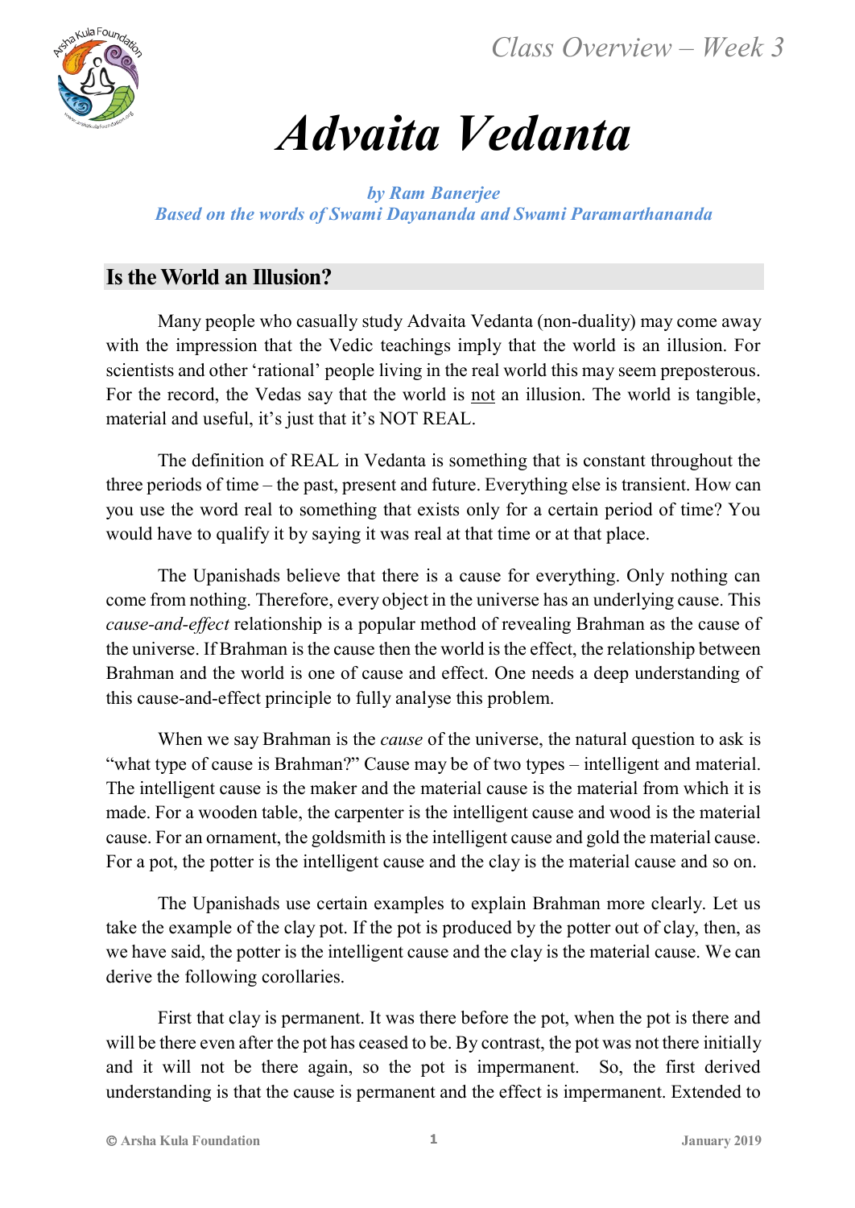# Advaita Vedanta

*by Ram Banerjee*
*Based on the words of Swami Dayananda and Swami Paramarthananda*

## Is the World an Illusion?

Many people who casually study Advaita Vedanta (non-duality) may come away with the impression that the Vedic teachings imply that the world is an illusion. For scientists and other 'rational' people living in the real world this may seem preposterous. For the record, the Vedas say that the world is <u>not</u> an illusion. The world is tangible, material and useful, it's just that it's NOT REAL.

The definition of REAL in Vedanta is something that is constant throughout the three periods of time – the past, present and future. Everything else is transient. How can you use the word real to something that exists only for a certain period of time? You would have to qualify it by saying it was real at that time or at that place.

The Upanishads believe that there is a cause for everything. Only nothing can come from nothing. Therefore, every object in the universe has an underlying cause. This *cause-and-effect* relationship is a popular method of revealing Brahman as the cause of the universe. If Brahman is the cause then the world is the effect, the relationship between Brahman and the world is one of cause and effect. One needs a deep understanding of this cause-and-effect principle to fully analyse this problem.

When we say Brahman is the *cause* of the universe, the natural question to ask is "what type of cause is Brahman?" Cause may be of two types – intelligent and material. The intelligent cause is the maker and the material cause is the material from which it is made. For a wooden table, the carpenter is the intelligent cause and wood is the material cause. For an ornament, the goldsmith is the intelligent cause and gold the material cause. For a pot, the potter is the intelligent cause and the clay is the material cause and so on.

The Upanishads use certain examples to explain Brahman more clearly. Let us take the example of the clay pot. If the pot is produced by the potter out of clay, then, as we have said, the potter is the intelligent cause and the clay is the material cause. We can derive the following corollaries.

First that clay is permanent. It was there before the pot, when the pot is there and will be there even after the pot has ceased to be. By contrast, the pot was not there initially and it will not be there again, so the pot is impermanent. So, the first derived understanding is that the cause is permanent and the effect is impermanent. Extended to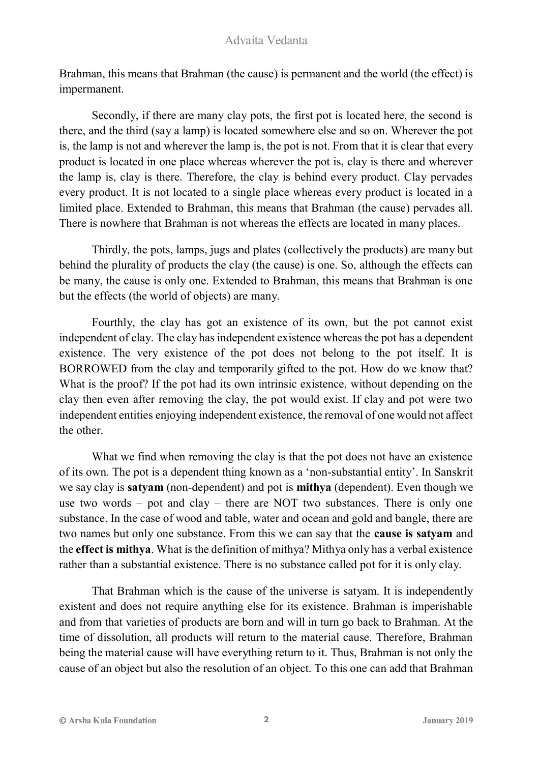Brahman, this means that Brahman (the cause) is permanent and the world (the effect) is impermanent.

Secondly, if there are many clay pots, the first pot is located here, the second is there, and the third (say a lamp) is located somewhere else and so on. Wherever the pot is, the lamp is not and wherever the lamp is, the pot is not. From that it is clear that every product is located in one place whereas wherever the pot is, clay is there and wherever the lamp is, clay is there. Therefore, the clay is behind every product. Clay pervades every product. It is not located to a single place whereas every product is located in a limited place. Extended to Brahman, this means that Brahman (the cause) pervades all. There is nowhere that Brahman is not whereas the effects are located in many places.

Thirdly, the pots, lamps, jugs and plates (collectively the products) are many but behind the plurality of products the clay (the cause) is one. So, although the effects can be many, the cause is only one. Extended to Brahman, this means that Brahman is one but the effects (the world of objects) are many.

Fourthly, the clay has got an existence of its own, but the pot cannot exist independent of clay. The clay has independent existence whereas the pot has a dependent existence. The very existence of the pot does not belong to the pot itself. It is BORROWED from the clay and temporarily gifted to the pot. How do we know that? What is the proof? If the pot had its own intrinsic existence, without depending on the clay then even after removing the clay, the pot would exist. If clay and pot were two independent entities enjoying independent existence, the removal of one would not affect the other.

What we find when removing the clay is that the pot does not have an existence of its own. The pot is a dependent thing known as a 'non-substantial entity'. In Sanskrit we say clay is **satyam** (non-dependent) and pot is **mithya** (dependent). Even though we use two words – pot and clay – there are NOT two substances. There is only one substance. In the case of wood and table, water and ocean and gold and bangle, there are two names but only one substance. From this we can say that the **cause is satyam** and the **effect is mithya**. What is the definition of mithya? Mithya only has a verbal existence rather than a substantial existence. There is no substance called pot for it is only clay.

That Brahman which is the cause of the universe is satyam. It is independently existent and does not require anything else for its existence. Brahman is imperishable and from that varieties of products are born and will in turn go back to Brahman. At the time of dissolution, all products will return to the material cause. Therefore, Brahman being the material cause will have everything return to it. Thus, Brahman is not only the cause of an object but also the resolution of an object. To this one can add that Brahman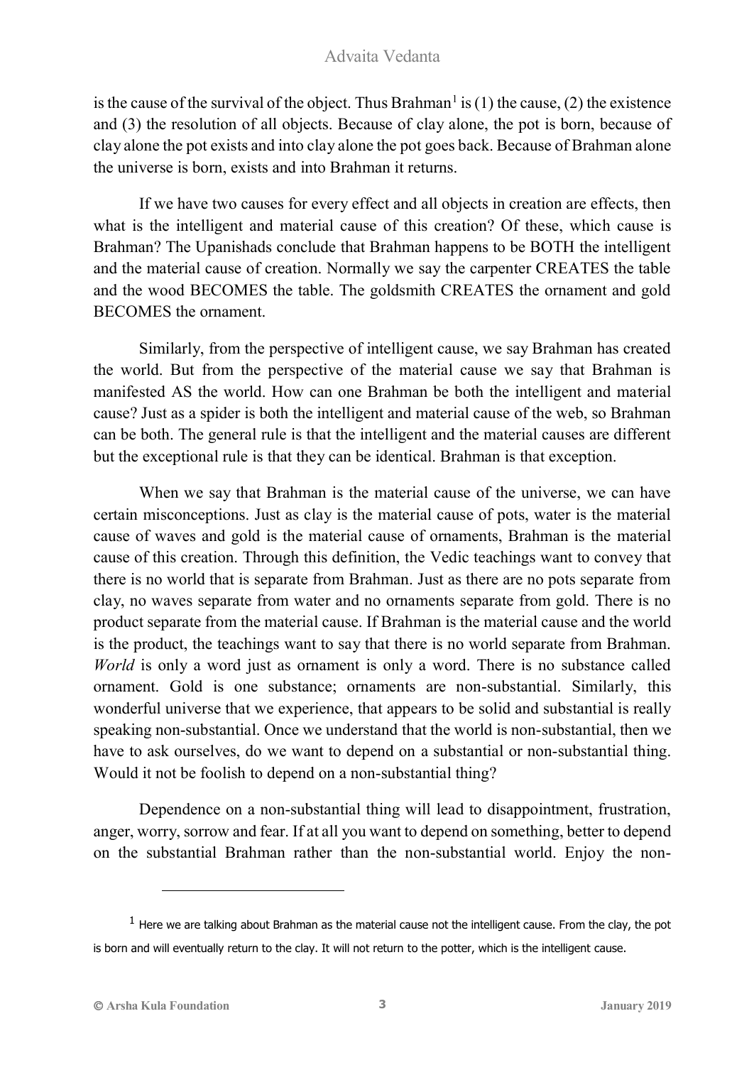is the cause of the survival of the object. Thus Brahman[1] is (1) the cause, (2) the existence and (3) the resolution of all objects. Because of clay alone, the pot is born, because of clay alone the pot exists and into clay alone the pot goes back. Because of Brahman alone the universe is born, exists and into Brahman it returns.

If we have two causes for every effect and all objects in creation are effects, then what is the intelligent and material cause of this creation? Of these, which cause is Brahman? The Upanishads conclude that Brahman happens to be BOTH the intelligent and the material cause of creation. Normally we say the carpenter CREATES the table and the wood BECOMES the table. The goldsmith CREATES the ornament and gold BECOMES the ornament.

Similarly, from the perspective of intelligent cause, we say Brahman has created the world. But from the perspective of the material cause we say that Brahman is manifested AS the world. How can one Brahman be both the intelligent and material cause? Just as a spider is both the intelligent and material cause of the web, so Brahman can be both. The general rule is that the intelligent and the material causes are different but the exceptional rule is that they can be identical. Brahman is that exception.

When we say that Brahman is the material cause of the universe, we can have certain misconceptions. Just as clay is the material cause of pots, water is the material cause of waves and gold is the material cause of ornaments, Brahman is the material cause of this creation. Through this definition, the Vedic teachings want to convey that there is no world that is separate from Brahman. Just as there are no pots separate from clay, no waves separate from water and no ornaments separate from gold. There is no product separate from the material cause. If Brahman is the material cause and the world is the product, the teachings want to say that there is no world separate from Brahman. *World* is only a word just as ornament is only a word. There is no substance called ornament. Gold is one substance; ornaments are non-substantial. Similarly, this wonderful universe that we experience, that appears to be solid and substantial is really speaking non-substantial. Once we understand that the world is non-substantial, then we have to ask ourselves, do we want to depend on a substantial or non-substantial thing. Would it not be foolish to depend on a non-substantial thing?

Dependence on a non-substantial thing will lead to disappointment, frustration, anger, worry, sorrow and fear. If at all you want to depend on something, better to depend on the substantial Brahman rather than the non-substantial world. Enjoy the non-

---

[1] Here we are talking about Brahman as the material cause not the intelligent cause. From the clay, the pot is born and will eventually return to the clay. It will not return to the potter, which is the intelligent cause.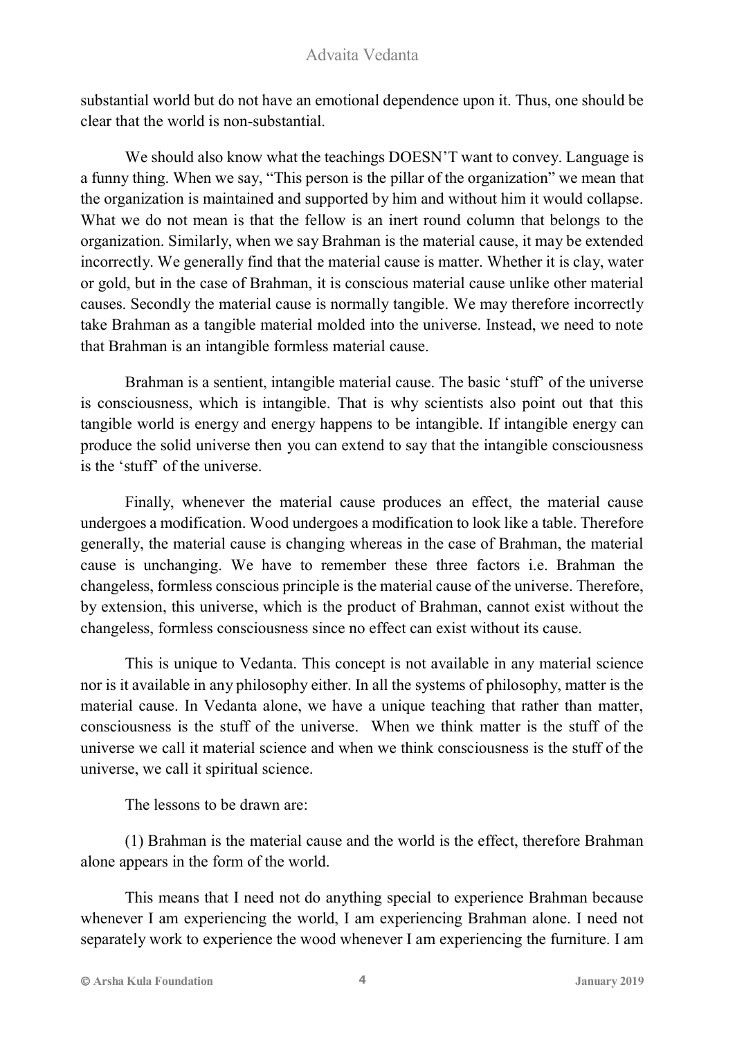substantial world but do not have an emotional dependence upon it. Thus, one should be clear that the world is non-substantial.

We should also know what the teachings DOESN'T want to convey. Language is a funny thing. When we say, "This person is the pillar of the organization" we mean that the organization is maintained and supported by him and without him it would collapse. What we do not mean is that the fellow is an inert round column that belongs to the organization. Similarly, when we say Brahman is the material cause, it may be extended incorrectly. We generally find that the material cause is matter. Whether it is clay, water or gold, but in the case of Brahman, it is conscious material cause unlike other material causes. Secondly the material cause is normally tangible. We may therefore incorrectly take Brahman as a tangible material molded into the universe. Instead, we need to note that Brahman is an intangible formless material cause.

Brahman is a sentient, intangible material cause. The basic 'stuff' of the universe is consciousness, which is intangible. That is why scientists also point out that this tangible world is energy and energy happens to be intangible. If intangible energy can produce the solid universe then you can extend to say that the intangible consciousness is the 'stuff' of the universe.

Finally, whenever the material cause produces an effect, the material cause undergoes a modification. Wood undergoes a modification to look like a table. Therefore generally, the material cause is changing whereas in the case of Brahman, the material cause is unchanging. We have to remember these three factors i.e. Brahman the changeless, formless conscious principle is the material cause of the universe. Therefore, by extension, this universe, which is the product of Brahman, cannot exist without the changeless, formless consciousness since no effect can exist without its cause.

This is unique to Vedanta. This concept is not available in any material science nor is it available in any philosophy either. In all the systems of philosophy, matter is the material cause. In Vedanta alone, we have a unique teaching that rather than matter, consciousness is the stuff of the universe. When we think matter is the stuff of the universe we call it material science and when we think consciousness is the stuff of the universe, we call it spiritual science.

The lessons to be drawn are:

(1) Brahman is the material cause and the world is the effect, therefore Brahman alone appears in the form of the world.

This means that I need not do anything special to experience Brahman because whenever I am experiencing the world, I am experiencing Brahman alone. I need not separately work to experience the wood whenever I am experiencing the furniture. I am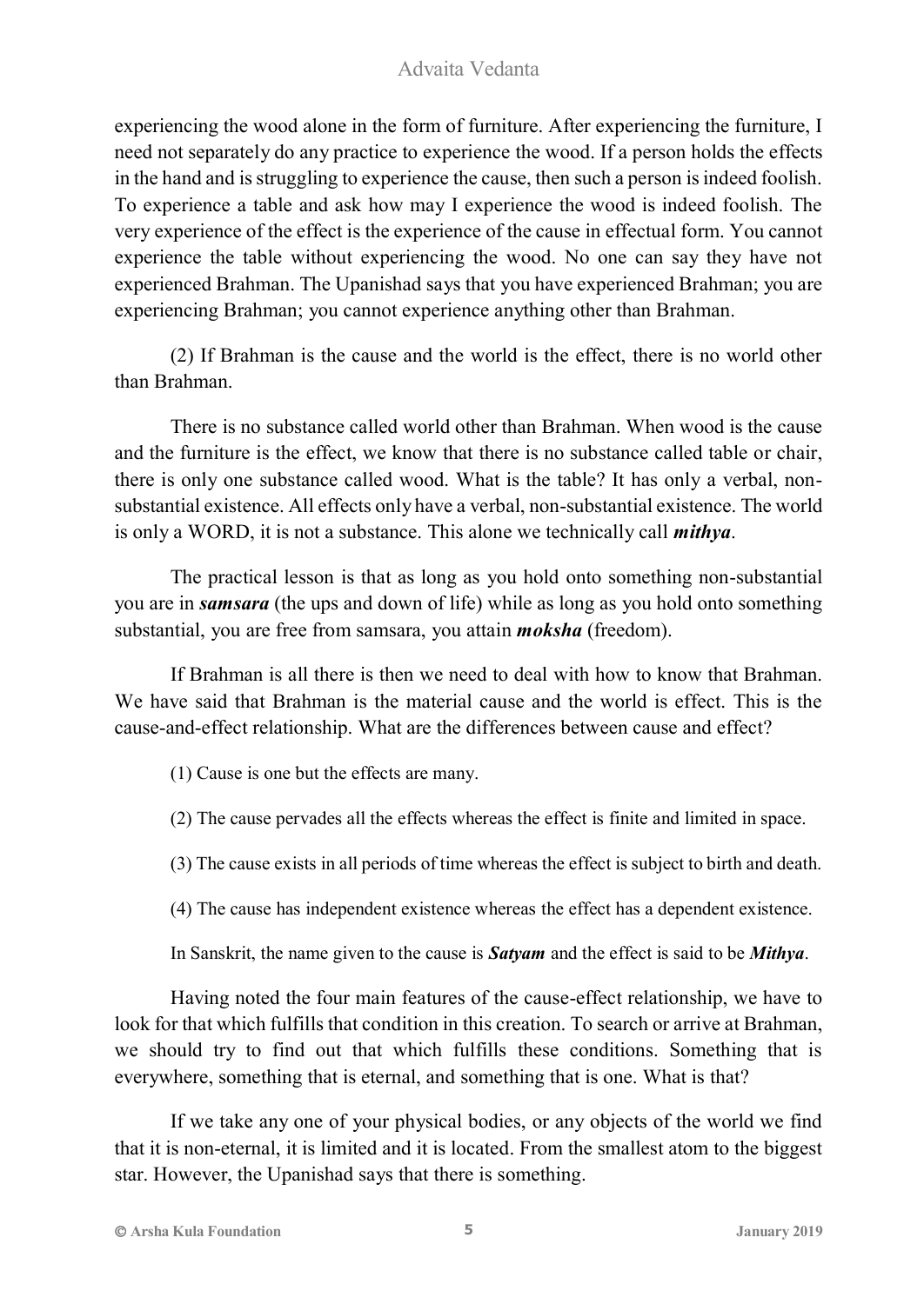experiencing the wood alone in the form of furniture. After experiencing the furniture, I need not separately do any practice to experience the wood. If a person holds the effects in the hand and is struggling to experience the cause, then such a person is indeed foolish. To experience a table and ask how may I experience the wood is indeed foolish. The very experience of the effect is the experience of the cause in effectual form. You cannot experience the table without experiencing the wood. No one can say they have not experienced Brahman. The Upanishad says that you have experienced Brahman; you are experiencing Brahman; you cannot experience anything other than Brahman.

(2) If Brahman is the cause and the world is the effect, there is no world other than Brahman.

There is no substance called world other than Brahman. When wood is the cause and the furniture is the effect, we know that there is no substance called table or chair, there is only one substance called wood. What is the table? It has only a verbal, non-substantial existence. All effects only have a verbal, non-substantial existence. The world is only a WORD, it is not a substance. This alone we technically call ***mithya***.

The practical lesson is that as long as you hold onto something non-substantial you are in ***samsara*** (the ups and down of life) while as long as you hold onto something substantial, you are free from samsara, you attain ***moksha*** (freedom).

If Brahman is all there is then we need to deal with how to know that Brahman. We have said that Brahman is the material cause and the world is effect. This is the cause-and-effect relationship. What are the differences between cause and effect?

(1) Cause is one but the effects are many.

(2) The cause pervades all the effects whereas the effect is finite and limited in space.

(3) The cause exists in all periods of time whereas the effect is subject to birth and death.

(4) The cause has independent existence whereas the effect has a dependent existence.

In Sanskrit, the name given to the cause is ***Satyam*** and the effect is said to be ***Mithya***.

Having noted the four main features of the cause-effect relationship, we have to look for that which fulfills that condition in this creation. To search or arrive at Brahman, we should try to find out that which fulfills these conditions. Something that is everywhere, something that is eternal, and something that is one. What is that?

If we take any one of your physical bodies, or any objects of the world we find that it is non-eternal, it is limited and it is located. From the smallest atom to the biggest star. However, the Upanishad says that there is something.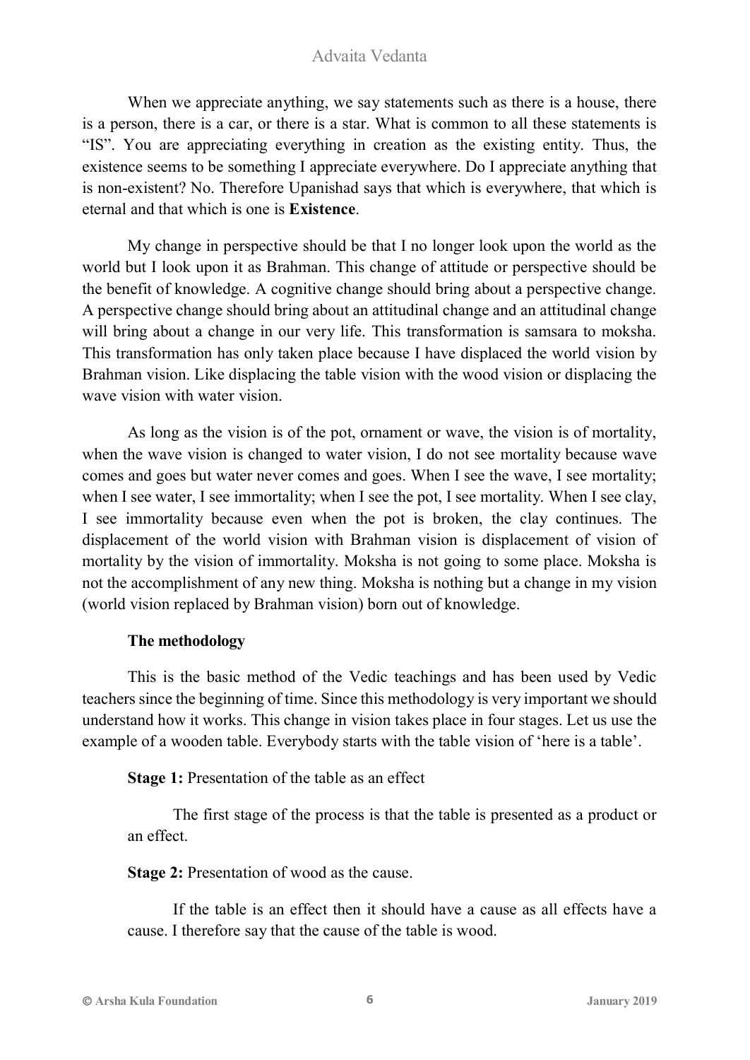When we appreciate anything, we say statements such as there is a house, there is a person, there is a car, or there is a star. What is common to all these statements is "IS". You are appreciating everything in creation as the existing entity. Thus, the existence seems to be something I appreciate everywhere. Do I appreciate anything that is non-existent? No. Therefore Upanishad says that which is everywhere, that which is eternal and that which is one is **Existence**.

My change in perspective should be that I no longer look upon the world as the world but I look upon it as Brahman. This change of attitude or perspective should be the benefit of knowledge. A cognitive change should bring about a perspective change. A perspective change should bring about an attitudinal change and an attitudinal change will bring about a change in our very life. This transformation is samsara to moksha. This transformation has only taken place because I have displaced the world vision by Brahman vision. Like displacing the table vision with the wood vision or displacing the wave vision with water vision.

As long as the vision is of the pot, ornament or wave, the vision is of mortality, when the wave vision is changed to water vision, I do not see mortality because wave comes and goes but water never comes and goes. When I see the wave, I see mortality; when I see water, I see immortality; when I see the pot, I see mortality. When I see clay, I see immortality because even when the pot is broken, the clay continues. The displacement of the world vision with Brahman vision is displacement of vision of mortality by the vision of immortality. Moksha is not going to some place. Moksha is not the accomplishment of any new thing. Moksha is nothing but a change in my vision (world vision replaced by Brahman vision) born out of knowledge.

### The methodology

This is the basic method of the Vedic teachings and has been used by Vedic teachers since the beginning of time. Since this methodology is very important we should understand how it works. This change in vision takes place in four stages. Let us use the example of a wooden table. Everybody starts with the table vision of 'here is a table'.

**Stage 1:** Presentation of the table as an effect

The first stage of the process is that the table is presented as a product or an effect.

**Stage 2:** Presentation of wood as the cause.

If the table is an effect then it should have a cause as all effects have a cause. I therefore say that the cause of the table is wood.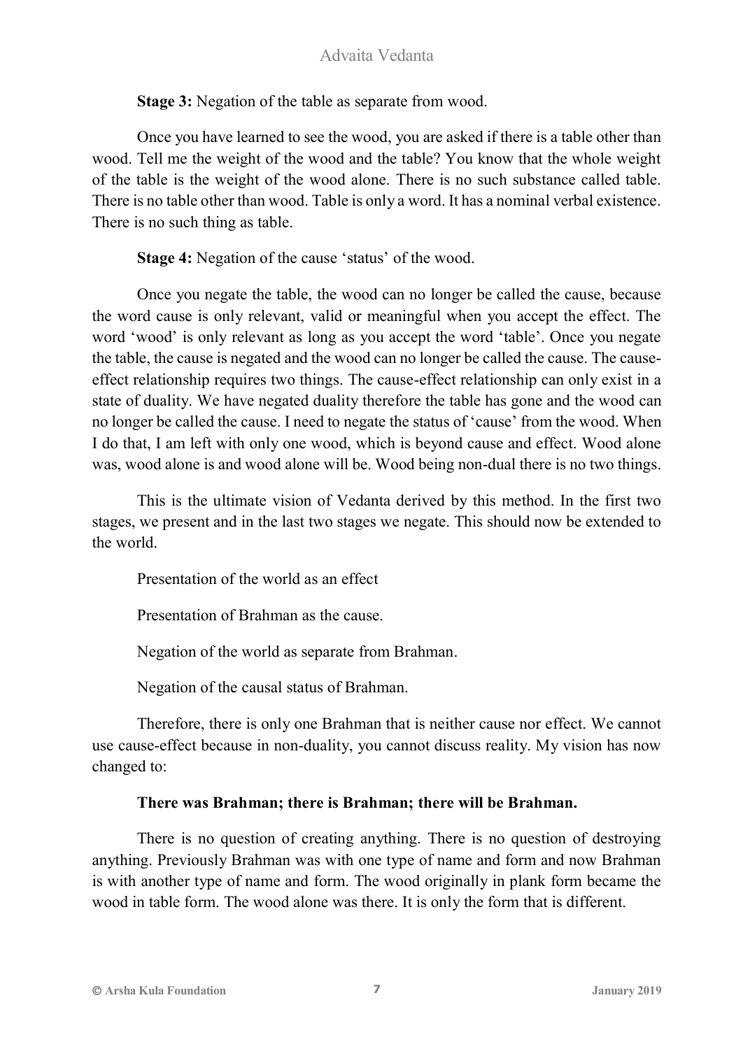**Stage 3:** Negation of the table as separate from wood.

Once you have learned to see the wood, you are asked if there is a table other than wood. Tell me the weight of the wood and the table? You know that the whole weight of the table is the weight of the wood alone. There is no such substance called table. There is no table other than wood. Table is only a word. It has a nominal verbal existence. There is no such thing as table.

**Stage 4:** Negation of the cause 'status' of the wood.

Once you negate the table, the wood can no longer be called the cause, because the word cause is only relevant, valid or meaningful when you accept the effect. The word 'wood' is only relevant as long as you accept the word 'table'. Once you negate the table, the cause is negated and the wood can no longer be called the cause. The cause-effect relationship requires two things. The cause-effect relationship can only exist in a state of duality. We have negated duality therefore the table has gone and the wood can no longer be called the cause. I need to negate the status of 'cause' from the wood. When I do that, I am left with only one wood, which is beyond cause and effect. Wood alone was, wood alone is and wood alone will be. Wood being non-dual there is no two things.

This is the ultimate vision of Vedanta derived by this method. In the first two stages, we present and in the last two stages we negate. This should now be extended to the world.

Presentation of the world as an effect

Presentation of Brahman as the cause.

Negation of the world as separate from Brahman.

Negation of the causal status of Brahman.

Therefore, there is only one Brahman that is neither cause nor effect. We cannot use cause-effect because in non-duality, you cannot discuss reality. My vision has now changed to:

**There was Brahman; there is Brahman; there will be Brahman.**

There is no question of creating anything. There is no question of destroying anything. Previously Brahman was with one type of name and form and now Brahman is with another type of name and form. The wood originally in plank form became the wood in table form. The wood alone was there. It is only the form that is different.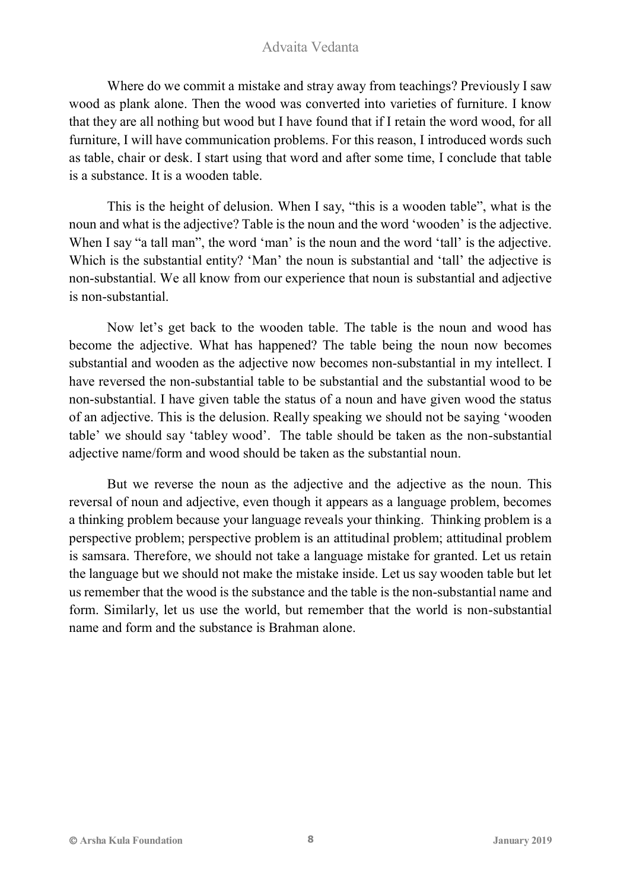Where do we commit a mistake and stray away from teachings? Previously I saw wood as plank alone. Then the wood was converted into varieties of furniture. I know that they are all nothing but wood but I have found that if I retain the word wood, for all furniture, I will have communication problems. For this reason, I introduced words such as table, chair or desk. I start using that word and after some time, I conclude that table is a substance. It is a wooden table.

This is the height of delusion. When I say, "this is a wooden table", what is the noun and what is the adjective? Table is the noun and the word 'wooden' is the adjective. When I say "a tall man", the word 'man' is the noun and the word 'tall' is the adjective. Which is the substantial entity? 'Man' the noun is substantial and 'tall' the adjective is non-substantial. We all know from our experience that noun is substantial and adjective is non-substantial.

Now let's get back to the wooden table. The table is the noun and wood has become the adjective. What has happened? The table being the noun now becomes substantial and wooden as the adjective now becomes non-substantial in my intellect. I have reversed the non-substantial table to be substantial and the substantial wood to be non-substantial. I have given table the status of a noun and have given wood the status of an adjective. This is the delusion. Really speaking we should not be saying 'wooden table' we should say 'tabley wood'. The table should be taken as the non-substantial adjective name/form and wood should be taken as the substantial noun.

But we reverse the noun as the adjective and the adjective as the noun. This reversal of noun and adjective, even though it appears as a language problem, becomes a thinking problem because your language reveals your thinking. Thinking problem is a perspective problem; perspective problem is an attitudinal problem; attitudinal problem is samsara. Therefore, we should not take a language mistake for granted. Let us retain the language but we should not make the mistake inside. Let us say wooden table but let us remember that the wood is the substance and the table is the non-substantial name and form. Similarly, let us use the world, but remember that the world is non-substantial name and form and the substance is Brahman alone.